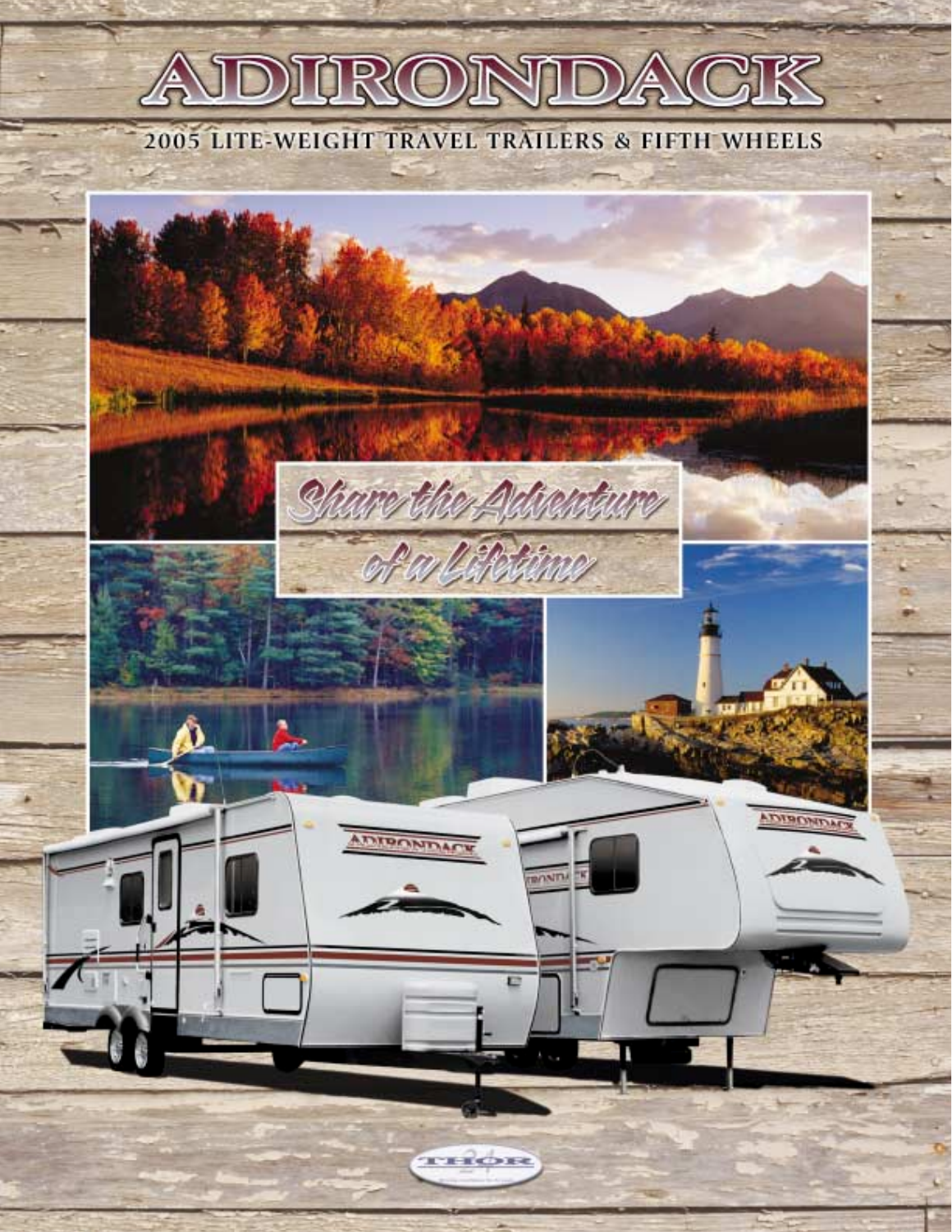# ADIRONDACK

## 2005 LITE-WEIGHT TRAVEL TRAILERS & FIFTH WHEELS

*Share the Adventure of a Lifetime*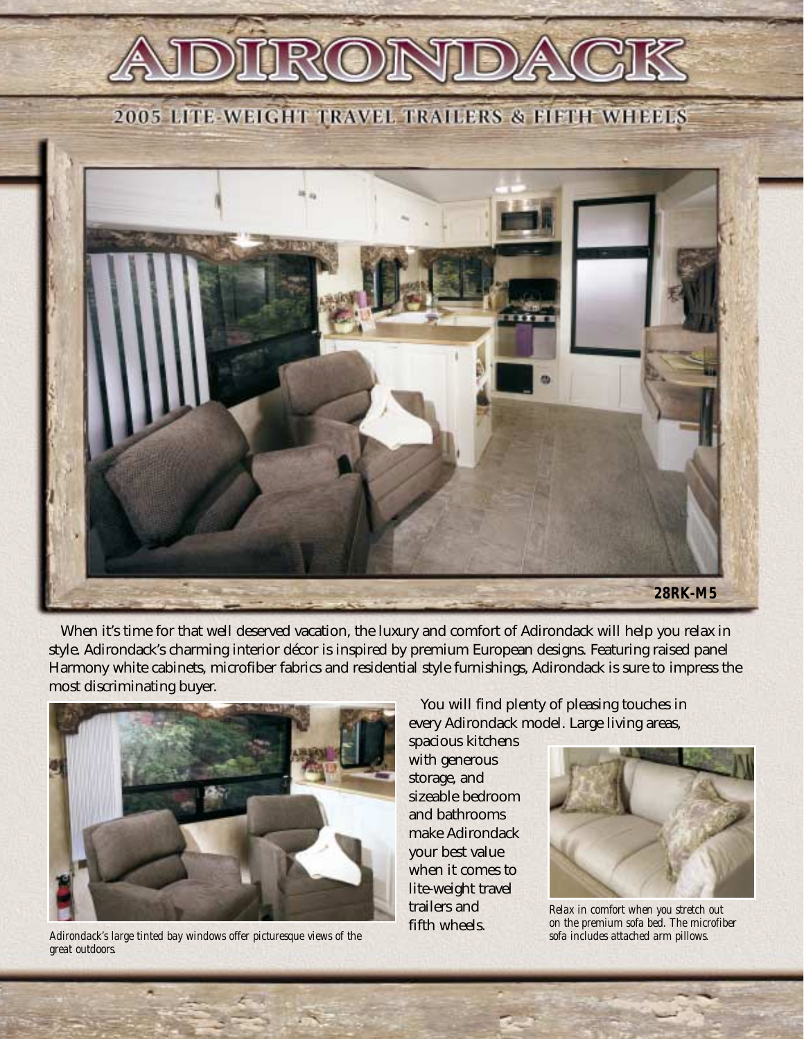# ADIRONDACK

## 2005 LITE-WEIGHT TRAVEL TRAILERS & FIFTH WHEELS

**28RK-M5**

When it's time for that well deserved vacation, the luxury and comfort of Adirondack will help you relax in style. Adirondack's charming interior décor is inspired by premium European designs. Featuring raised panel Harmony white cabinets, microfiber fabrics and residential style furnishings, Adirondack is sure to impress the most discriminating buyer.

*Adirondack's large tinted bay windows offer picturesque views of the great outdoors.*

You will find plenty of pleasing touches in every Adirondack model. Large living areas, spacious kitchens with generous storage, and sizeable bedroom and bathrooms make Adirondack your best value when it comes to lite-weight travel trailers and fifth wheels.

*Relax in comfort when you stretch out on the premium sofa bed. The microfiber sofa includes attached arm pillows.*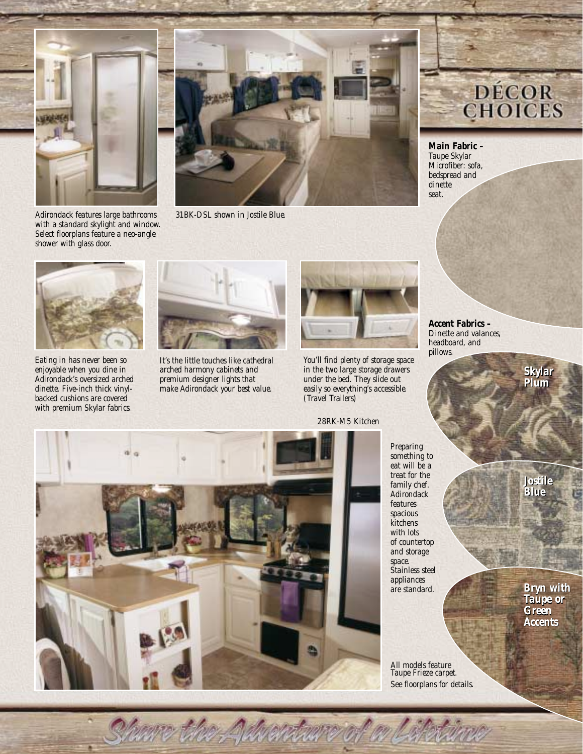# DÉCOR CHOICES

Adirondack features large bathrooms with a standard skylight and window. Select floorplans feature a neo-angle shower with glass door.

31BK-DSL shown in Jostile Blue.

**Main Fabric –** Taupe Skylar Microfiber: sofa, bedspread and dinette seat.

Eating in has never been so enjoyable when you dine in Adirondack's oversized arched dinette. Five-inch thick vinyl-backed cushions are covered with premium Skylar fabrics.

It's the little touches like cathedral arched harmony cabinets and premium designer lights that make Adirondack your best value.

You'll find plenty of storage space in the two large storage drawers under the bed. They slide out easily so everything's accessible. (Travel Trailers)

**Accent Fabrics –** Dinette and valances, headboard, and pillows.

**Skylar Plum**

**Jostile Blue**

**Bryn with Taupe or Green Accents**

28RK-M5 Kitchen

Preparing something to eat will be a treat for the family chef. Adirondack features spacious kitchens with lots of countertop and storage space. Stainless steel appliances are standard.

All models feature Taupe Frieze carpet.
See floorplans for details.

*Share the Adventure of a Lifetime*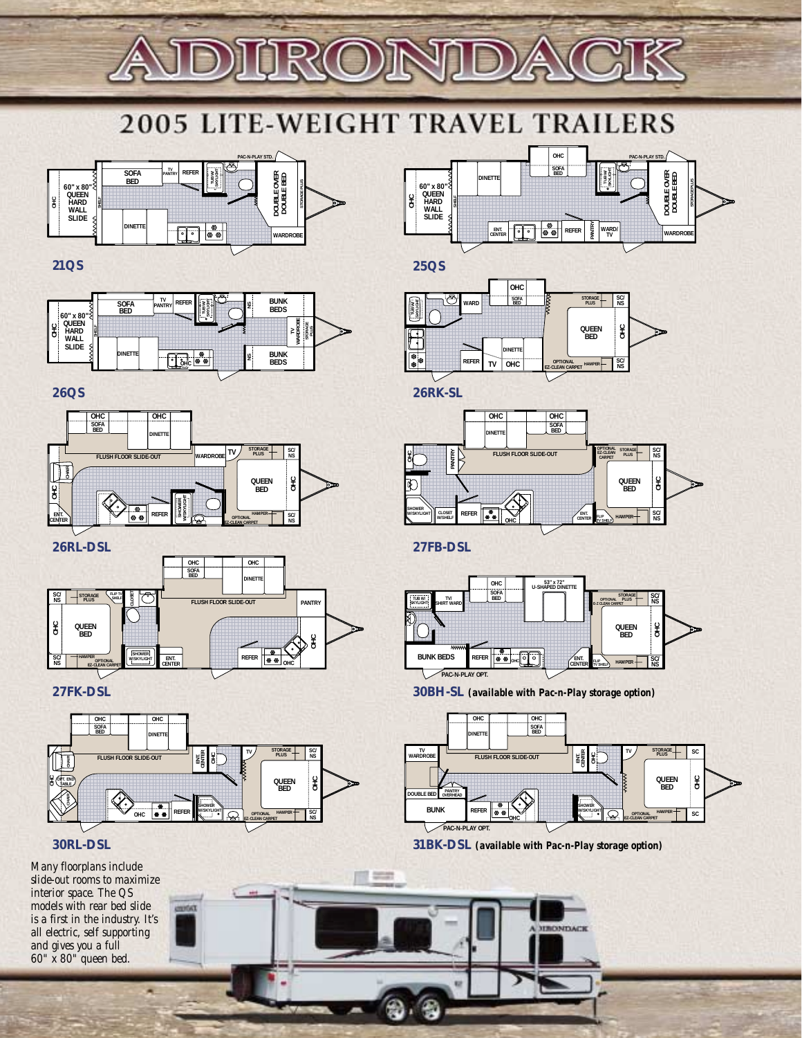# ADIRONDACK

## 2005 LITE-WEIGHT TRAVEL TRAILERS

**21QS**

**25QS**

**26QS**

**26RK-SL**

**26RL-DSL**

**27FB-DSL**

**27FK-DSL**

**30BH-SL (available with Pac-n-Play storage option)**

**30RL-DSL**

**31BK-DSL (available with Pac-n-Play storage option)**

Many floorplans include slide-out rooms to maximize interior space. The QS models with rear bed slide is a first in the industry. It's all electric, self supporting and gives you a full 60" x 80" queen bed.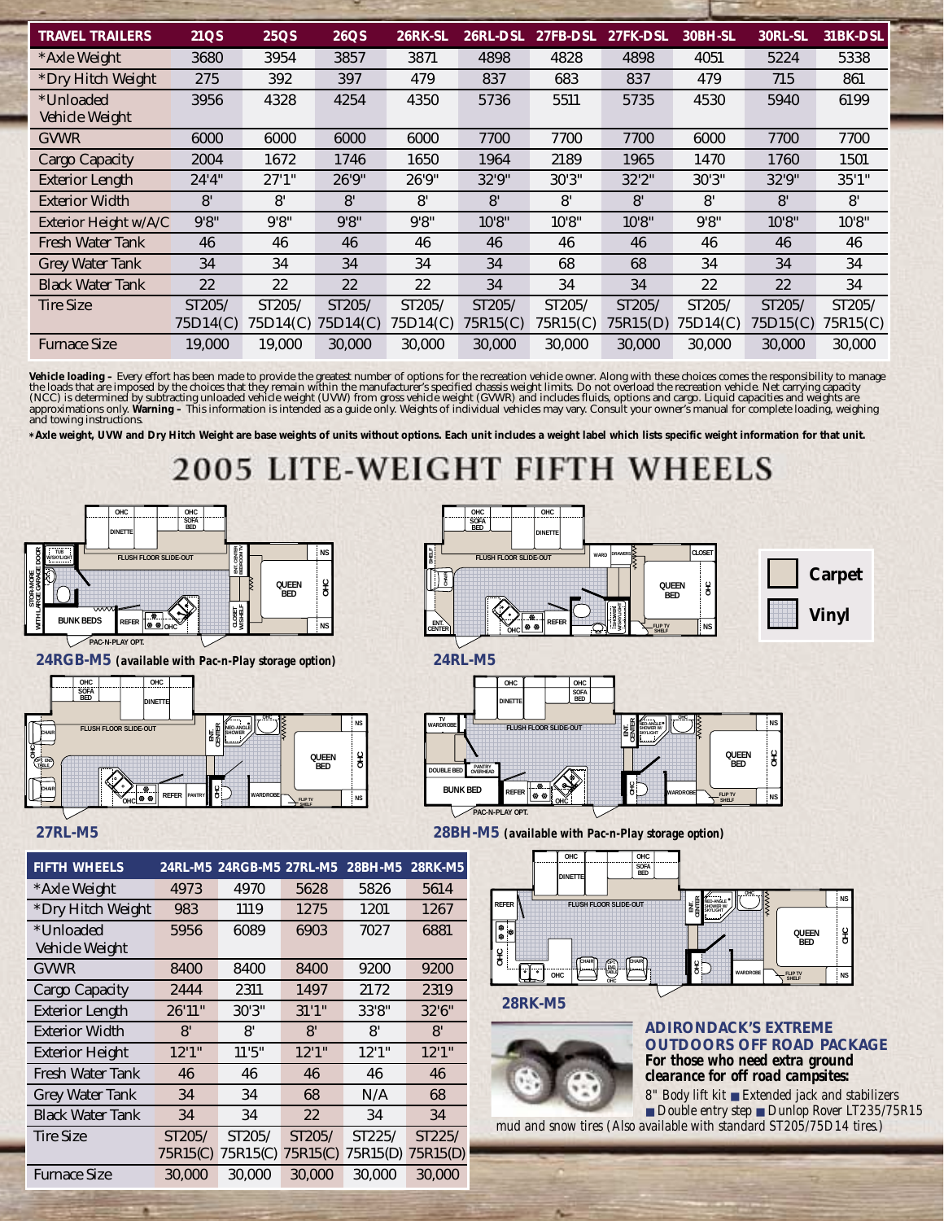| TRAVEL TRAILERS | 21QS | 25QS | 26QS | 26RK-SL | 26RL-DSL | 27FB-DSL | 27FK-DSL | 30BH-SL | 30RL-SL | 31BK-DSL |
|---|---|---|---|---|---|---|---|---|---|---|
| *Axle Weight | 3680 | 3954 | 3857 | 3871 | 4898 | 4828 | 4898 | 4051 | 5224 | 5338 |
| *Dry Hitch Weight | 275 | 392 | 397 | 479 | 837 | 683 | 837 | 479 | 715 | 861 |
| *Unloaded Vehicle Weight | 3956 | 4328 | 4254 | 4350 | 5736 | 5511 | 5735 | 4530 | 5940 | 6199 |
| GVWR | 6000 | 6000 | 6000 | 6000 | 7700 | 7700 | 7700 | 6000 | 7700 | 7700 |
| Cargo Capacity | 2004 | 1672 | 1746 | 1650 | 1964 | 2189 | 1965 | 1470 | 1760 | 1501 |
| Exterior Length | 24'4" | 27'1" | 26'9" | 26'9" | 32'9" | 30'3" | 32'2" | 30'3" | 32'9" | 35'1" |
| Exterior Width | 8' | 8' | 8' | 8' | 8' | 8' | 8' | 8' | 8' | 8' |
| Exterior Height w/A/C | 9'8" | 9'8" | 9'8" | 9'8" | 10'8" | 10'8" | 10'8" | 9'8" | 10'8" | 10'8" |
| Fresh Water Tank | 46 | 46 | 46 | 46 | 46 | 46 | 46 | 46 | 46 | 46 |
| Grey Water Tank | 34 | 34 | 34 | 34 | 34 | 68 | 68 | 34 | 34 | 34 |
| Black Water Tank | 22 | 22 | 22 | 22 | 34 | 34 | 34 | 22 | 22 | 34 |
| Tire Size | ST205/ 75D14(C) | ST205/ 75D14(C) | ST205/ 75D14(C) | ST205/ 75D14(C) | ST205/ 75R15(C) | ST205/ 75R15(C) | ST205/ 75R15(D) | ST205/ 75D14(C) | ST205/ 75D15(C) | ST205/ 75R15(C) |
| Furnace Size | 19,000 | 19,000 | 30,000 | 30,000 | 30,000 | 30,000 | 30,000 | 30,000 | 30,000 | 30,000 |

**Vehicle loading –** Every effort has been made to provide the greatest number of options for the recreation vehicle owner. Along with these choices comes the responsibility to manage the loads that are imposed by the choices that they remain within the manufacturer's specified chassis weight limits. Do not overload the recreation vehicle. Net carrying capacity (NCC) is determined by subtracting unloaded vehicle weight (UVW) from gross vehicle weight (GVWR) and includes fluids, options and cargo. Liquid capacities and weights are approximations only. **Warning –** This information is intended as a guide only. Weights of individual vehicles may vary. Consult your owner's manual for complete loading, weighing and towing instructions.

***Axle weight, UVW and Dry Hitch Weight are base weights of units without options. Each unit includes a weight label which lists specific weight information for that unit.**

# 2005 LITE-WEIGHT FIFTH WHEELS

**24RGB-M5** (available with Pac-n-Play storage option)

**24RL-M5**

Carpet

Vinyl

**27RL-M5**

**28BH-M5** (available with Pac-n-Play storage option)

| FIFTH WHEELS | 24RL-M5 | 24RGB-M5 | 27RL-M5 | 28BH-M5 | 28RK-M5 |
|---|---|---|---|---|---|
| *Axle Weight | 4973 | 4970 | 5628 | 5826 | 5614 |
| *Dry Hitch Weight | 983 | 1119 | 1275 | 1201 | 1267 |
| *Unloaded Vehicle Weight | 5956 | 6089 | 6903 | 7027 | 6881 |
| GVWR | 8400 | 8400 | 8400 | 9200 | 9200 |
| Cargo Capacity | 2444 | 2311 | 1497 | 2172 | 2319 |
| Exterior Length | 26'11" | 30'3" | 31'1" | 33'8" | 32'6" |
| Exterior Width | 8' | 8' | 8' | 8' | 8' |
| Exterior Height | 12'1" | 11'5" | 12'1" | 12'1" | 12'1" |
| Fresh Water Tank | 46 | 46 | 46 | 46 | 46 |
| Grey Water Tank | 34 | 34 | 68 | N/A | 68 |
| Black Water Tank | 34 | 34 | 22 | 34 | 34 |
| Tire Size | ST205/ 75R15(C) | ST205/ 75R15(C) | ST205/ 75R15(C) | ST225/ 75R15(D) | ST225/ 75R15(D) |
| Furnace Size | 30,000 | 30,000 | 30,000 | 30,000 | 30,000 |

**28RK-M5**

## ADIRONDACK'S EXTREME OUTDOORS OFF ROAD PACKAGE

**For those who need extra ground clearance for off road campsites:**

8" Body lift kit ■ Extended jack and stabilizers ■ Double entry step ■ Dunlop Rover LT235/75R15 mud and snow tires (Also available with standard ST205/75D14 tires.)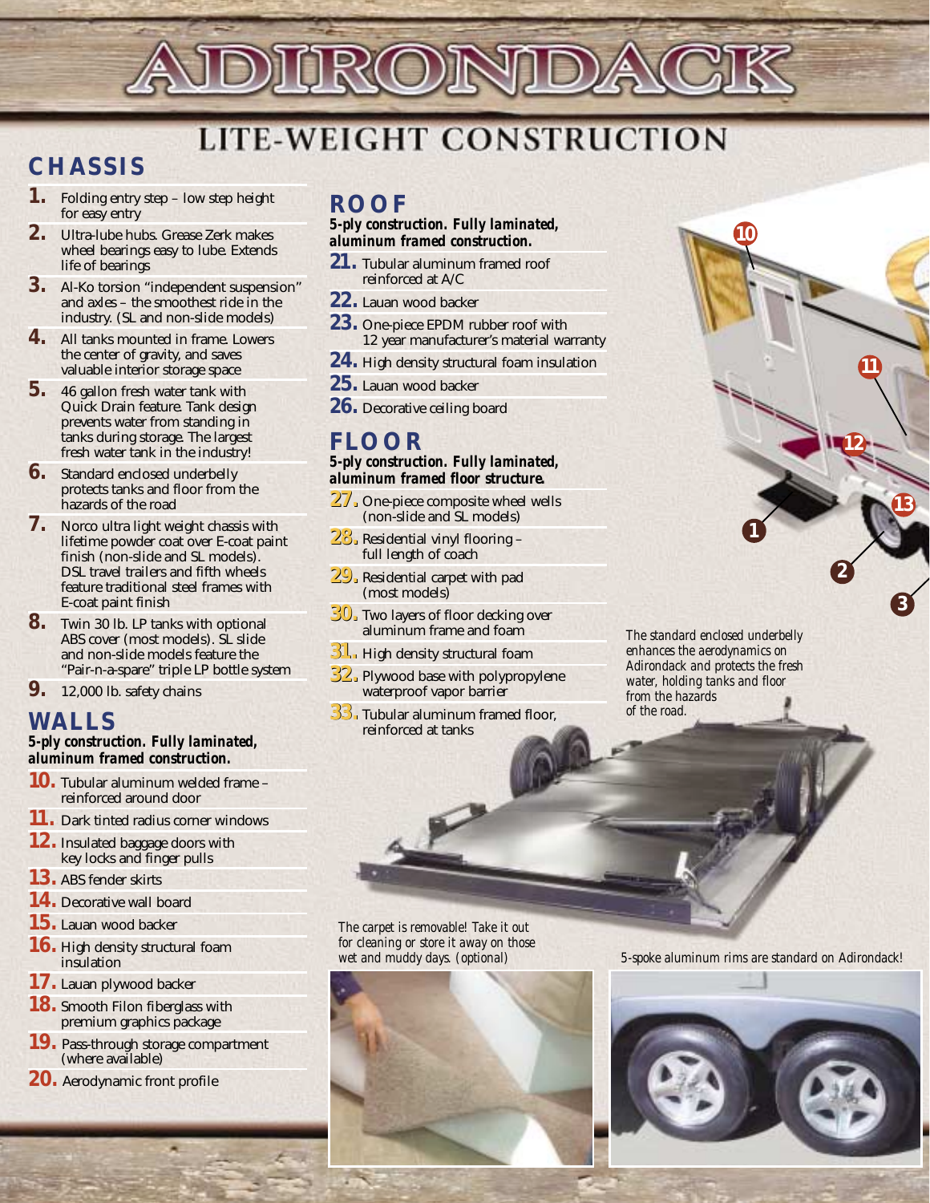# ADIRONDACK

## LITE-WEIGHT CONSTRUCTION

## CHASSIS

1. Folding entry step – low step height for easy entry
2. Ultra-lube hubs. Grease Zerk makes wheel bearings easy to lube. Extends life of bearings
3. Al-Ko torsion "independent suspension" and axles – the smoothest ride in the industry. (SL and non-slide models)
4. All tanks mounted in frame. Lowers the center of gravity, and saves valuable interior storage space
5. 46 gallon fresh water tank with Quick Drain feature. Tank design prevents water from standing in tanks during storage. The largest fresh water tank in the industry!
6. Standard enclosed underbelly protects tanks and floor from the hazards of the road
7. Norco ultra light weight chassis with lifetime powder coat over E-coat paint finish (non-slide and SL models). DSL travel trailers and fifth wheels feature traditional steel frames with E-coat paint finish
8. Twin 30 lb. LP tanks with optional ABS cover (most models). SL slide and non-slide models feature the "Pair-n-a-spare" triple LP bottle system
9. 12,000 lb. safety chains

## WALLS

***5-ply construction. Fully laminated, aluminum framed construction.***

10. Tubular aluminum welded frame – reinforced around door
11. Dark tinted radius corner windows
12. Insulated baggage doors with key locks and finger pulls
13. ABS fender skirts
14. Decorative wall board
15. Lauan wood backer
16. High density structural foam insulation
17. Lauan plywood backer
18. Smooth Filon fiberglass with premium graphics package
19. Pass-through storage compartment (where available)
20. Aerodynamic front profile

## ROOF

***5-ply construction. Fully laminated, aluminum framed construction.***

21. Tubular aluminum framed roof reinforced at A/C
22. Lauan wood backer
23. One-piece EPDM rubber roof with 12 year manufacturer's material warranty
24. High density structural foam insulation
25. Lauan wood backer
26. Decorative ceiling board

## FLOOR

***5-ply construction. Fully laminated, aluminum framed floor structure.***

27. One-piece composite wheel wells (non-slide and SL models)
28. Residential vinyl flooring – full length of coach
29. Residential carpet with pad (most models)
30. Two layers of floor decking over aluminum frame and foam
31. High density structural foam
32. Plywood base with polypropylene waterproof vapor barrier
33. Tubular aluminum framed floor, reinforced at tanks

*The standard enclosed underbelly enhances the aerodynamics on Adirondack and protects the fresh water, holding tanks and floor from the hazards of the road.*

*The carpet is removable! Take it out for cleaning or store it away on those wet and muddy days. (optional)*

*5-spoke aluminum rims are standard on Adirondack!*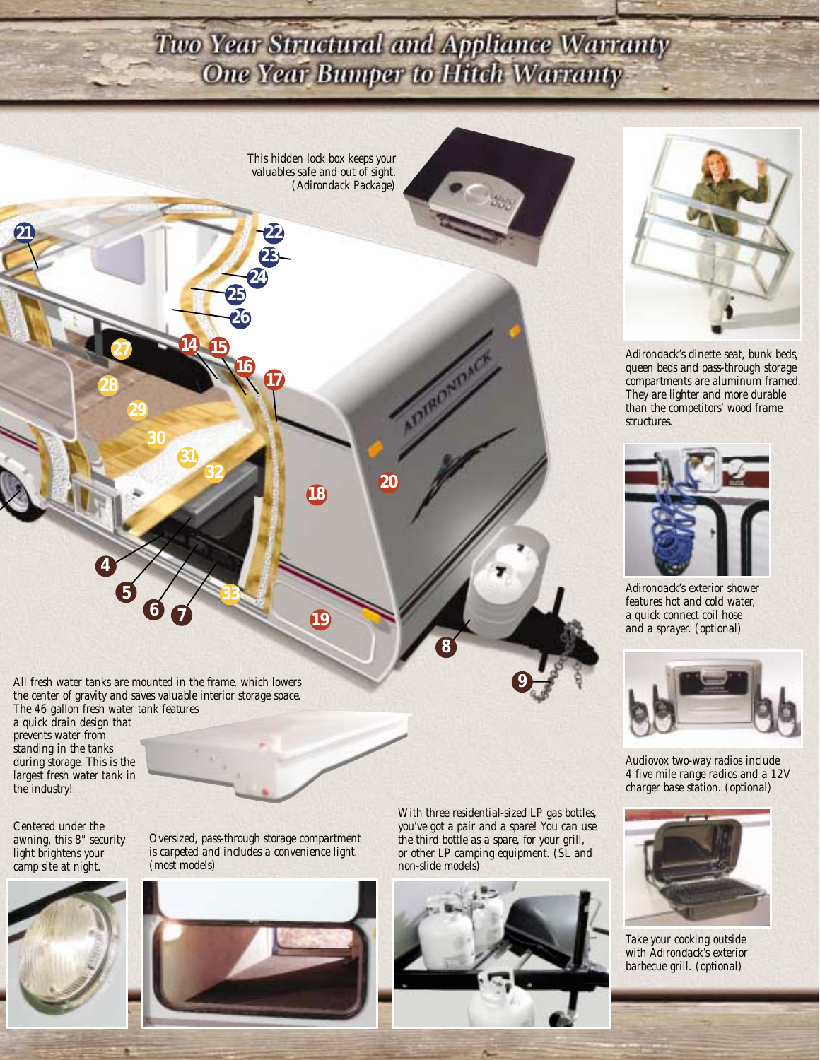# Two Year Structural and Appliance Warranty
## One Year Bumper to Hitch Warranty

This hidden lock box keeps your valuables safe and out of sight. (Adirondack Package)

Adirondack's dinette seat, bunk beds, queen beds and pass-through storage compartments are aluminum framed. They are lighter and more durable than the competitors' wood frame structures.

Adirondack's exterior shower features hot and cold water, a quick connect coil hose and a sprayer. (optional)

Audiovox two-way radios include 4 five mile range radios and a 12V charger base station. (optional)

Take your cooking outside with Adirondack's exterior barbecue grill. (optional)

All fresh water tanks are mounted in the frame, which lowers the center of gravity and saves valuable interior storage space. The 46 gallon fresh water tank features a quick drain design that prevents water from standing in the tanks during storage. This is the largest fresh water tank in the industry!

Centered under the awning, this 8" security light brightens your camp site at night.

Oversized, pass-through storage compartment is carpeted and includes a convenience light. (most models)

With three residential-sized LP gas bottles, you've got a pair and a spare! You can use the third bottle as a spare, for your grill, or other LP camping equipment. (SL and non-slide models)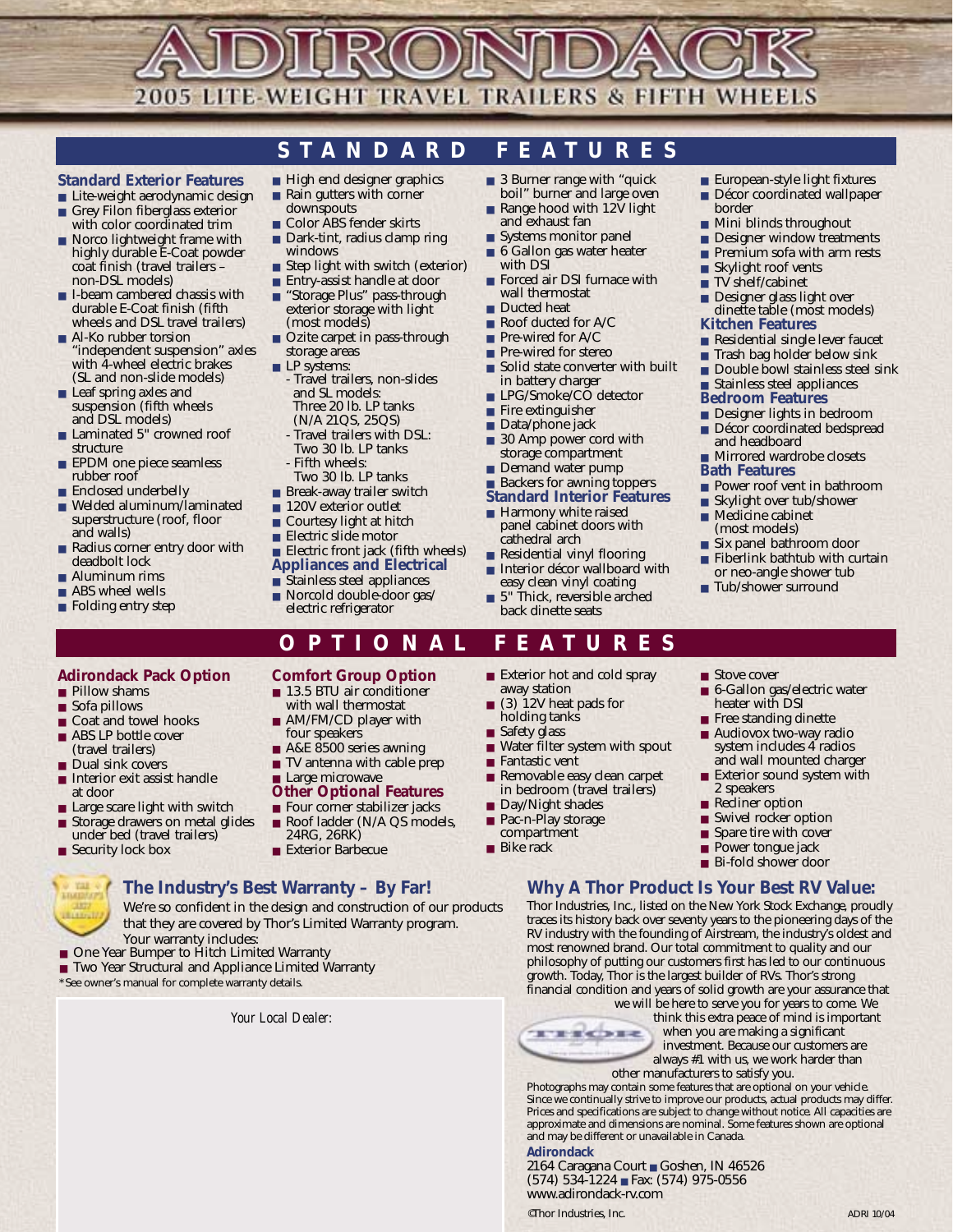# ADIRONDACK

## 2005 LITE-WEIGHT TRAVEL TRAILERS & FIFTH WHEELS

## STANDARD FEATURES

### Standard Exterior Features

- Lite-weight aerodynamic design
- Grey Filon fiberglass exterior with color coordinated trim
- Norco lightweight frame with highly durable E-Coat powder coat finish (travel trailers – non-DSL models)
- I-beam cambered chassis with durable E-Coat finish (fifth wheels and DSL travel trailers)
- Al-Ko rubber torsion "independent suspension" axles with 4-wheel electric brakes (SL and non-slide models)
- Leaf spring axles and suspension (fifth wheels and DSL models)
- Laminated 5" crowned roof structure
- EPDM one piece seamless rubber roof
- Enclosed underbelly
- Welded aluminum/laminated superstructure (roof, floor and walls)
- Radius corner entry door with deadbolt lock
- Aluminum rims
- ABS wheel wells
- Folding entry step
- High end designer graphics
- Rain gutters with corner downspouts
- Color ABS fender skirts
- Dark-tint, radius clamp ring windows
- Step light with switch (exterior)
- Entry-assist handle at door
- "Storage Plus" pass-through exterior storage with light (most models)
- Ozite carpet in pass-through storage areas
- LP systems:
  - Travel trailers, non-slides and SL models: Three 20 lb. LP tanks (N/A 21QS, 25QS)
  - Travel trailers with DSL: Two 30 lb. LP tanks
  - Fifth wheels: Two 30 lb. LP tanks
- Break-away trailer switch
- 120V exterior outlet
- Courtesy light at hitch
- Electric slide motor
- Electric front jack (fifth wheels)

### Appliances and Electrical

- Stainless steel appliances
- Norcold double-door gas/electric refrigerator
- 3 Burner range with "quick boil" burner and large oven
- Range hood with 12V light and exhaust fan
- Systems monitor panel
- 6 Gallon gas water heater with DSI
- Forced air DSI furnace with wall thermostat
- Ducted heat
- Roof ducted for A/C
- Pre-wired for A/C
- Pre-wired for stereo
- Solid state converter with built in battery charger
- LPG/Smoke/CO detector
- Fire extinguisher
- Data/phone jack
- 30 Amp power cord with storage compartment
- Demand water pump
- Backers for awning toppers

### Standard Interior Features

- Harmony white raised panel cabinet doors with cathedral arch
- Residential vinyl flooring
- Interior décor wallboard with easy clean vinyl coating
- 5" Thick, reversible arched back dinette seats
- European-style light fixtures
- Décor coordinated wallpaper border
- Mini blinds throughout
- Designer window treatments
- Premium sofa with arm rests
- Skylight roof vents
- TV shelf/cabinet
- Designer glass light over dinette table (most models)

### Kitchen Features

- Residential single lever faucet
- Trash bag holder below sink
- Double bowl stainless steel sink
- Stainless steel appliances

### Bedroom Features

- Designer lights in bedroom
- Décor coordinated bedspread and headboard
- Mirrored wardrobe closets

### Bath Features

- Power roof vent in bathroom
- Skylight over tub/shower
- Medicine cabinet (most models)
- Six panel bathroom door
- Fiberlink bathtub with curtain or neo-angle shower tub
- Tub/shower surround

## OPTIONAL FEATURES

### Adirondack Pack Option

- Pillow shams
- Sofa pillows
- Coat and towel hooks
- ABS LP bottle cover (travel trailers)
- Dual sink covers
- Interior exit assist handle at door
- Large scare light with switch
- Storage drawers on metal glides under bed (travel trailers)
- Security lock box

### Comfort Group Option

- 13.5 BTU air conditioner with wall thermostat
- AM/FM/CD player with four speakers
- A&E 8500 series awning
- TV antenna with cable prep
- Large microwave

### Other Optional Features

- Four corner stabilizer jacks
- Roof ladder (N/A QS models, 24RG, 26RK)
- Exterior Barbecue
- Exterior hot and cold spray away station
- (3) 12V heat pads for holding tanks
- Safety glass
- Water filter system with spout
- Fantastic vent
- Removable easy clean carpet in bedroom (travel trailers)
- Day/Night shades
- Pac-n-Play storage compartment
- Bike rack
- Stove cover
- 6-Gallon gas/electric water heater with DSI
- Free standing dinette
- Audiovox two-way radio system includes 4 radios and wall mounted charger
- Exterior sound system with 2 speakers
- Recliner option
- Swivel rocker option
- Spare tire with cover
- Power tongue jack
- Bi-fold shower door

## The Industry's Best Warranty – By Far!

We're so confident in the design and construction of our products that they are covered by Thor's Limited Warranty program. Your warranty includes:

- One Year Bumper to Hitch Limited Warranty
- Two Year Structural and Appliance Limited Warranty

*See owner's manual for complete warranty details.

*Your Local Dealer:*

## Why A Thor Product Is Your Best RV Value:

Thor Industries, Inc., listed on the New York Stock Exchange, proudly traces its history back over seventy years to the pioneering days of the RV industry with the founding of Airstream, the industry's oldest and most renowned brand. Our total commitment to quality and our philosophy of putting our customers first has led to our continuous growth. Today, Thor is the largest builder of RVs. Thor's strong financial condition and years of solid growth are your assurance that we will be here to serve you for years to come. We think this extra peace of mind is important when you are making a significant investment. Because our customers are always #1 with us, we work harder than other manufacturers to satisfy you.

Photographs may contain some features that are optional on your vehicle. Since we continually strive to improve our products, actual products may differ. Prices and specifications are subject to change without notice. All capacities are approximate and dimensions are nominal. Some features shown are optional and may be different or unavailable in Canada.

**Adirondack**
2164 Caragana Court ■ Goshen, IN 46526
(574) 534-1224 ■ Fax: (574) 975-0556
www.adirondack-rv.com

©Thor Industries, Inc.

ADRI 10/04